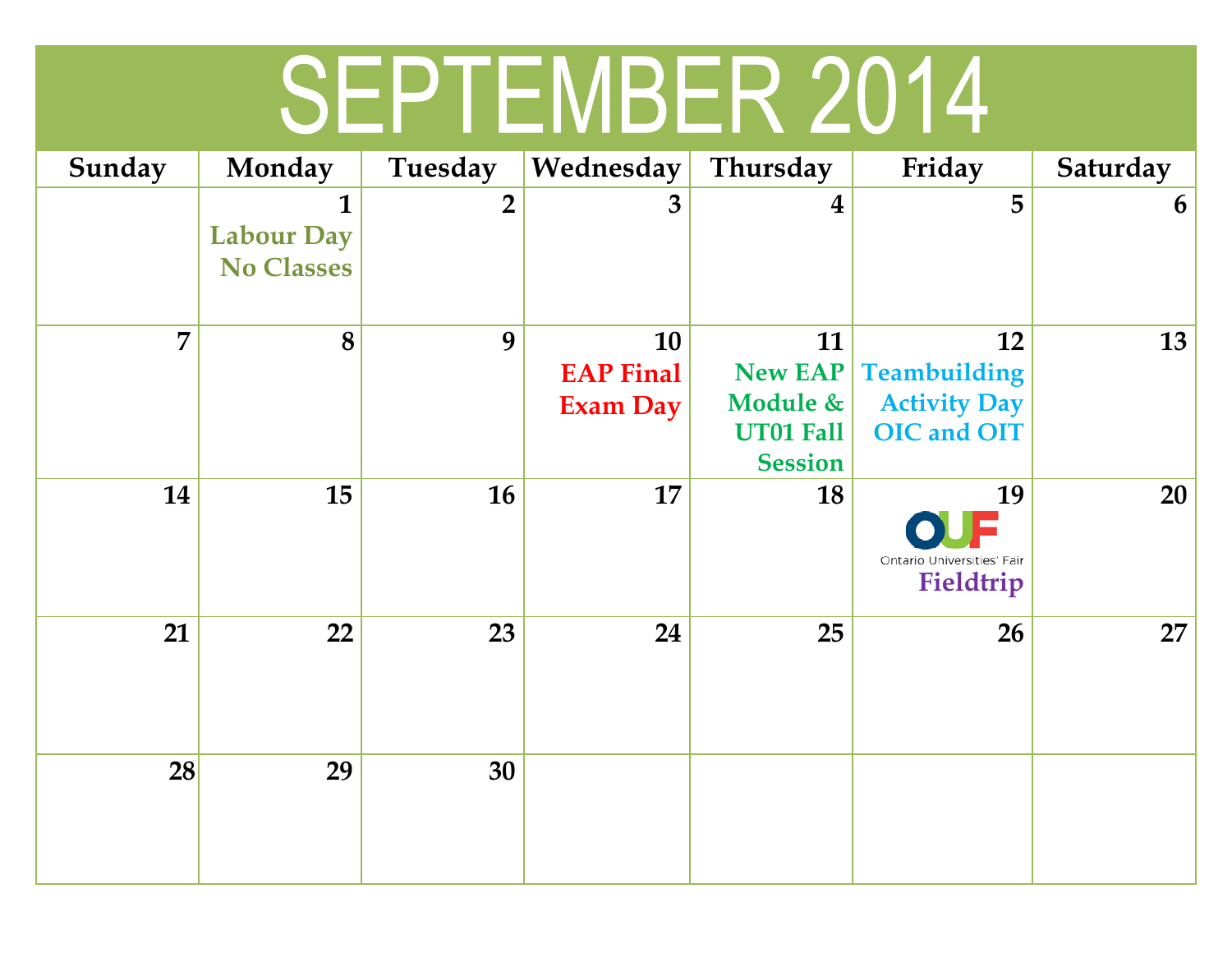# SEPTEMBER 2014

| Sunday | Monday | Tuesday | Wednesday | Thursday | Friday | Saturday |
|---|---|---|---|---|---|---|
| | 1 Labour Day No Classes | 2 | 3 | 4 | 5 | 6 |
| 7 | 8 | 9 | 10 EAP Final Exam Day | 11 New EAP Module & UT01 Fall Session | 12 Teambuilding Activity Day OIC and OIT | 13 |
| 14 | 15 | 16 | 17 | 18 | 19 OUF Ontario Universities' Fair Fieldtrip | 20 |
| 21 | 22 | 23 | 24 | 25 | 26 | 27 |
| 28 | 29 | 30 | | | | |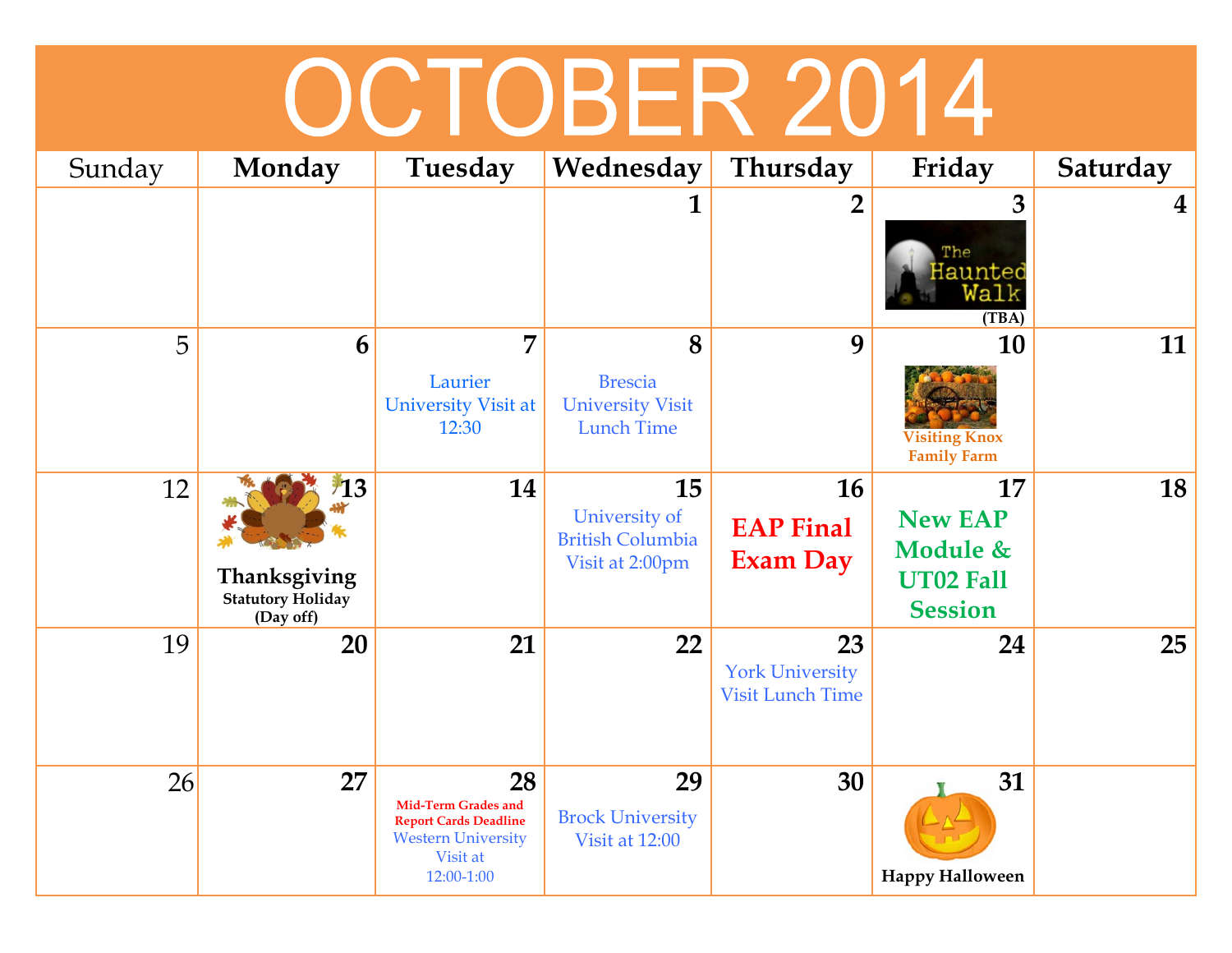# OCTOBER 2014

| Sunday | Monday | Tuesday | Wednesday | Thursday | Friday | Saturday |
|---|---|---|---|---|---|---|
| | | | 1 | 2 | 3 The Haunted Walk (TBA) | 4 |
| 5 | 6 | 7 Laurier University Visit at 12:30 | 8 Brescia University Visit Lunch Time | 9 | 10 Visiting Knox Family Farm | 11 |
| 12 | 13 **Thanksgiving** Statutory Holiday (Day off) | 14 | 15 University of British Columbia Visit at 2:00pm | 16 **EAP Final Exam Day** | 17 **New EAP Module & UT02 Fall Session** | 18 |
| 19 | 20 | 21 | 22 | 23 York University Visit Lunch Time | 24 | 25 |
| 26 | 27 | 28 **Mid-Term Grades and Report Cards Deadline** Western University Visit at 12:00-1:00 | 29 Brock University Visit at 12:00 | 30 | 31 **Happy Halloween** | |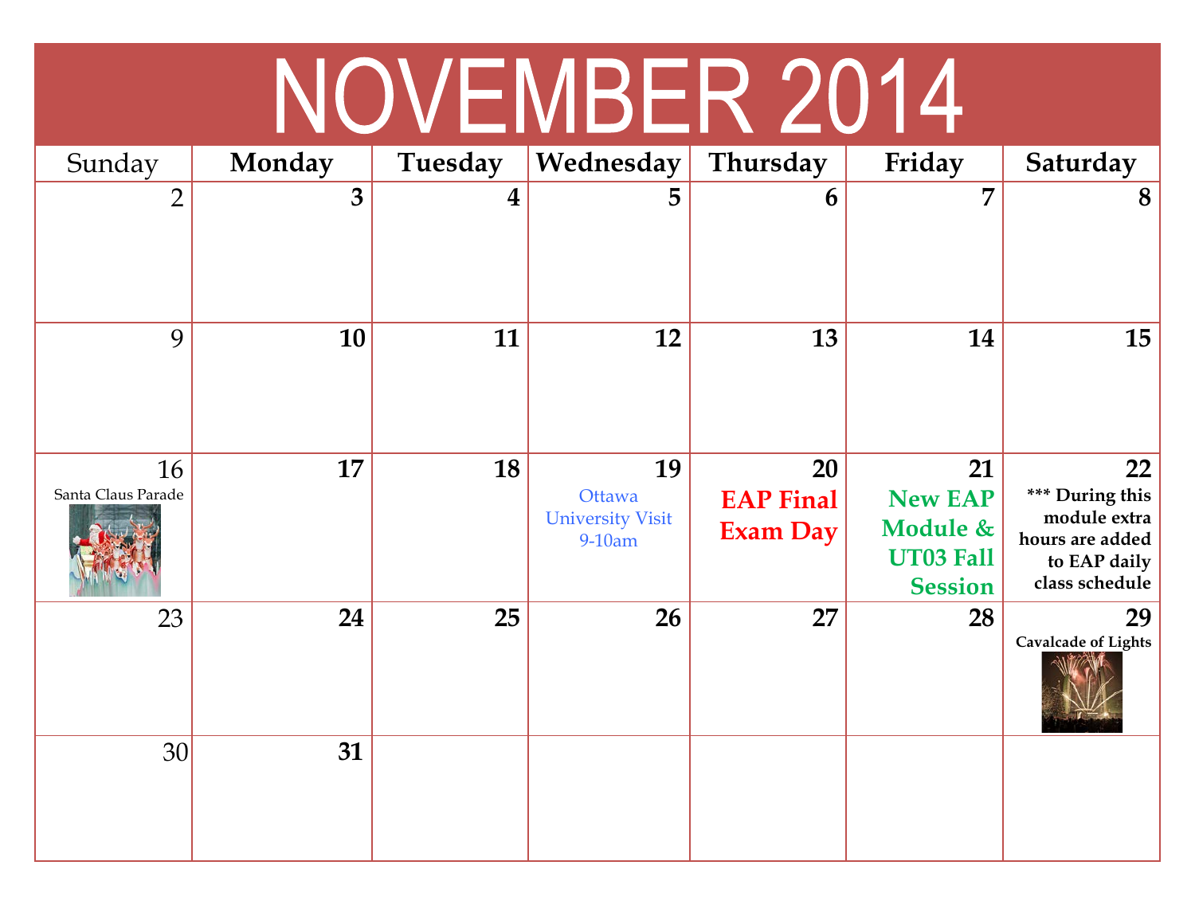# NOVEMBER 2014

| Sunday | Monday | Tuesday | Wednesday | Thursday | Friday | Saturday |
|---|---|---|---|---|---|---|
| 2 | 3 | 4 | 5 | 6 | 7 | 8 |
| 9 | 10 | 11 | 12 | 13 | 14 | 15 |
| 16 Santa Claus Parade | 17 | 18 | 19 Ottawa University Visit 9-10am | 20 **EAP Final Exam Day** | 21 **New EAP Module & UT03 Fall Session** | 22 **\*\*\* During this module extra hours are added to EAP daily class schedule** |
| 23 | 24 | 25 | 26 | 27 | 28 | 29 **Cavalcade of Lights** |
| 30 | 31 | | | | | |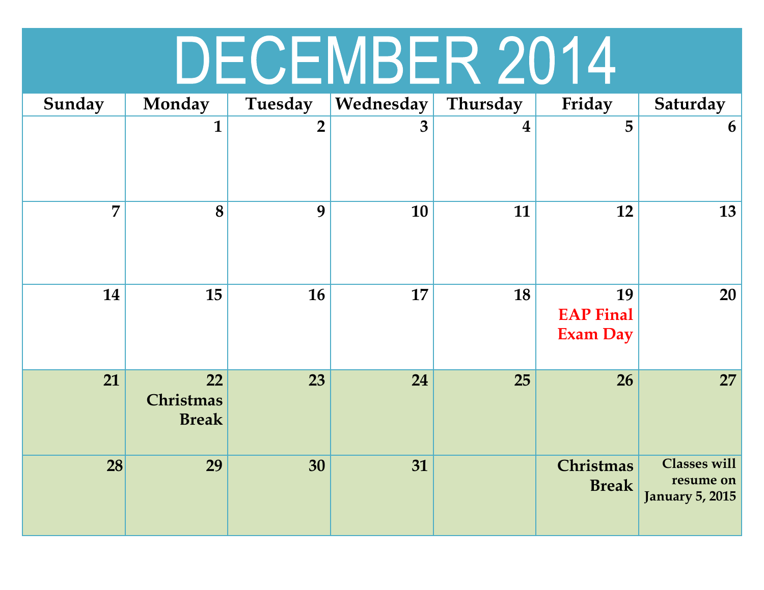# DECEMBER 2014

| Sunday | Monday | Tuesday | Wednesday | Thursday | Friday | Saturday |
|---|---|---|---|---|---|---|
| | 1 | 2 | 3 | 4 | 5 | 6 |
| 7 | 8 | 9 | 10 | 11 | 12 | 13 |
| 14 | 15 | 16 | 17 | 18 | 19 EAP Final Exam Day | 20 |
| 21 | 22 Christmas Break | 23 | 24 | 25 | 26 | 27 |
| 28 | 29 | 30 | 31 | | Christmas Break | Classes will resume on January 5, 2015 |